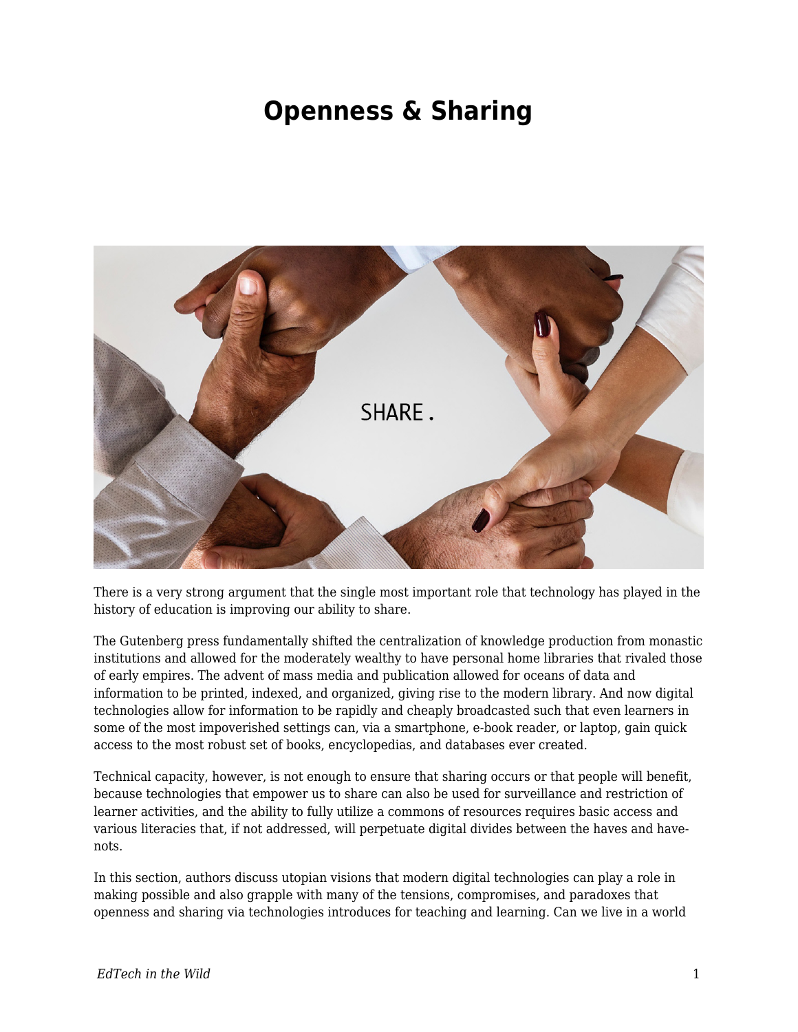# Openness & Sharing

There is a very strong argument that the single most important role that technology has played in the history of education is improving our ability to share.

The Gutenberg press fundamentally shifted the centralization of knowledge production from monastic institutions and allowed for the moderately wealthy to have personal home libraries that rivaled those of early empires. The advent of mass media and publication allowed for oceans of data and information to be printed, indexed, and organized, giving rise to the modern library. And now digital technologies allow for information to be rapidly and cheaply broadcasted such that even learners in some of the most impoverished settings can, via a smartphone, e-book reader, or laptop, gain quick access to the most robust set of books, encyclopedias, and databases ever created.

Technical capacity, however, is not enough to ensure that sharing occurs or that people will benefit, because technologies that empower us to share can also be used for surveillance and restriction of learner activities, and the ability to fully utilize a commons of resources requires basic access and various literacies that, if not addressed, will perpetuate digital divides between the haves and have-nots.

In this section, authors discuss utopian visions that modern digital technologies can play a role in making possible and also grapple with many of the tensions, compromises, and paradoxes that openness and sharing via technologies introduces for teaching and learning. Can we live in a world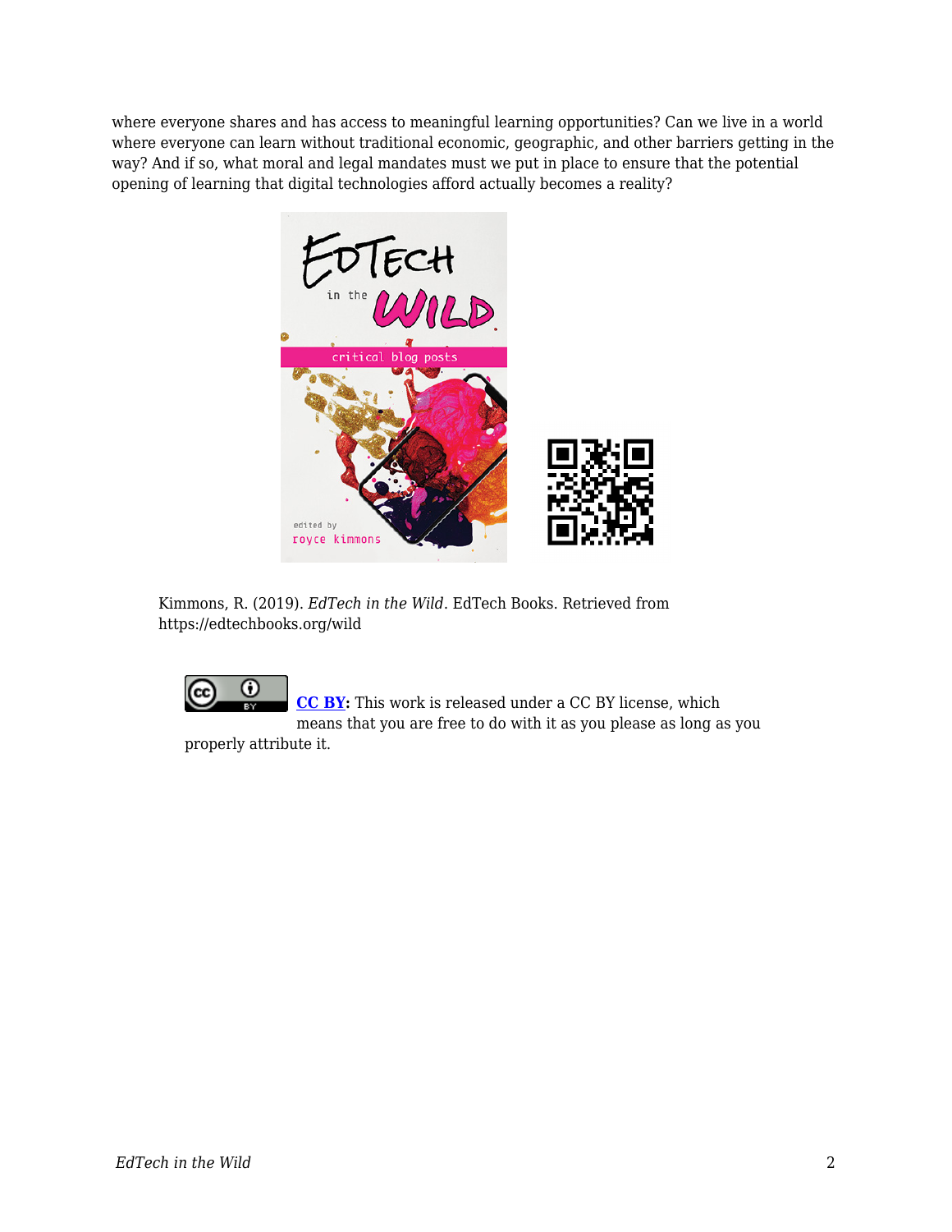where everyone shares and has access to meaningful learning opportunities? Can we live in a world where everyone can learn without traditional economic, geographic, and other barriers getting in the way? And if so, what moral and legal mandates must we put in place to ensure that the potential opening of learning that digital technologies afford actually becomes a reality?

Kimmons, R. (2019). *EdTech in the Wild*. EdTech Books. Retrieved from https://edtechbooks.org/wild

**CC BY:** This work is released under a CC BY license, which means that you are free to do with it as you please as long as you properly attribute it.